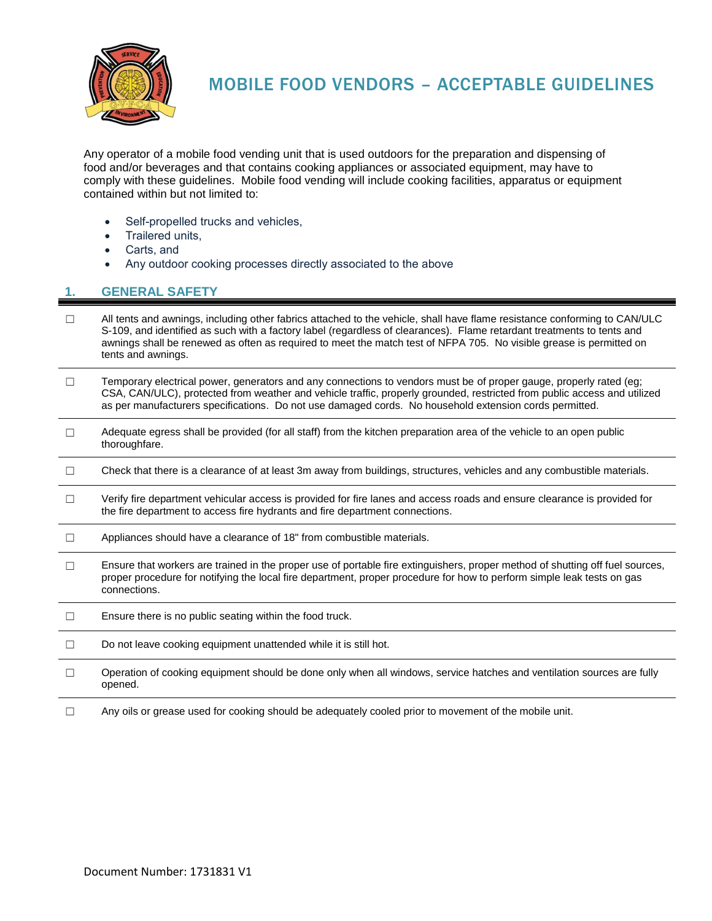# MOBILE FOOD VENDORS – ACCEPTABLE GUIDELINES

Any operator of a mobile food vending unit that is used outdoors for the preparation and dispensing of food and/or beverages and that contains cooking appliances or associated equipment, may have to comply with these guidelines. Mobile food vending will include cooking facilities, apparatus or equipment contained within but not limited to:

- Self-propelled trucks and vehicles,
- Trailered units,
- Carts, and
- Any outdoor cooking processes directly associated to the above

## 1. GENERAL SAFETY

- ☐ All tents and awnings, including other fabrics attached to the vehicle, shall have flame resistance conforming to CAN/ULC S-109, and identified as such with a factory label (regardless of clearances). Flame retardant treatments to tents and awnings shall be renewed as often as required to meet the match test of NFPA 705. No visible grease is permitted on tents and awnings.
- ☐ Temporary electrical power, generators and any connections to vendors must be of proper gauge, properly rated (eg; CSA, CAN/ULC), protected from weather and vehicle traffic, properly grounded, restricted from public access and utilized as per manufacturers specifications. Do not use damaged cords. No household extension cords permitted.
- ☐ Adequate egress shall be provided (for all staff) from the kitchen preparation area of the vehicle to an open public thoroughfare.
- ☐ Check that there is a clearance of at least 3m away from buildings, structures, vehicles and any combustible materials.
- ☐ Verify fire department vehicular access is provided for fire lanes and access roads and ensure clearance is provided for the fire department to access fire hydrants and fire department connections.
- ☐ Appliances should have a clearance of 18" from combustible materials.
- ☐ Ensure that workers are trained in the proper use of portable fire extinguishers, proper method of shutting off fuel sources, proper procedure for notifying the local fire department, proper procedure for how to perform simple leak tests on gas connections.
- ☐ Ensure there is no public seating within the food truck.
- ☐ Do not leave cooking equipment unattended while it is still hot.
- ☐ Operation of cooking equipment should be done only when all windows, service hatches and ventilation sources are fully opened.
- ☐ Any oils or grease used for cooking should be adequately cooled prior to movement of the mobile unit.

Document Number: 1731831 V1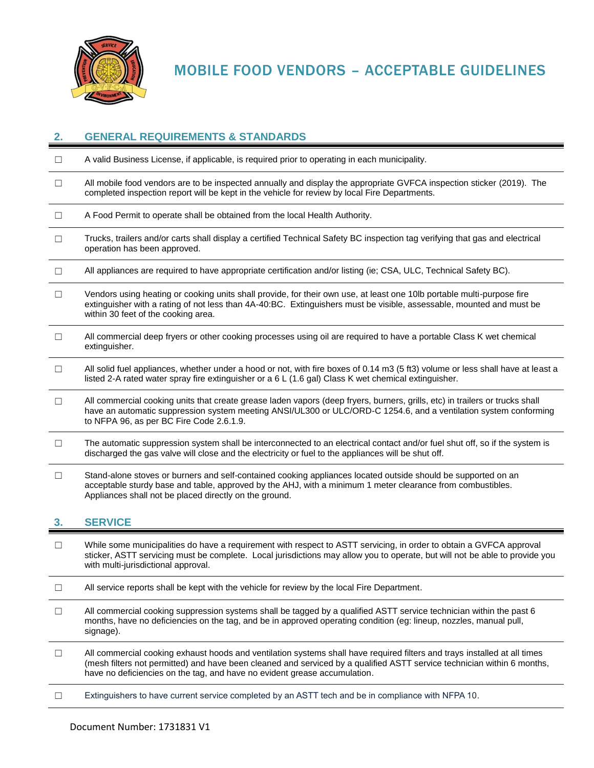# MOBILE FOOD VENDORS – ACCEPTABLE GUIDELINES

## 2. GENERAL REQUIREMENTS & STANDARDS

- ☐ A valid Business License, if applicable, is required prior to operating in each municipality.
- ☐ All mobile food vendors are to be inspected annually and display the appropriate GVFCA inspection sticker (2019). The completed inspection report will be kept in the vehicle for review by local Fire Departments.
- ☐ A Food Permit to operate shall be obtained from the local Health Authority.
- ☐ Trucks, trailers and/or carts shall display a certified Technical Safety BC inspection tag verifying that gas and electrical operation has been approved.
- ☐ All appliances are required to have appropriate certification and/or listing (ie; CSA, ULC, Technical Safety BC).
- ☐ Vendors using heating or cooking units shall provide, for their own use, at least one 10lb portable multi-purpose fire extinguisher with a rating of not less than 4A-40:BC. Extinguishers must be visible, assessable, mounted and must be within 30 feet of the cooking area.
- ☐ All commercial deep fryers or other cooking processes using oil are required to have a portable Class K wet chemical extinguisher.
- ☐ All solid fuel appliances, whether under a hood or not, with fire boxes of 0.14 m3 (5 ft3) volume or less shall have at least a listed 2-A rated water spray fire extinguisher or a 6 L (1.6 gal) Class K wet chemical extinguisher.
- ☐ All commercial cooking units that create grease laden vapors (deep fryers, burners, grills, etc) in trailers or trucks shall have an automatic suppression system meeting ANSI/UL300 or ULC/ORD-C 1254.6, and a ventilation system conforming to NFPA 96, as per BC Fire Code 2.6.1.9.
- ☐ The automatic suppression system shall be interconnected to an electrical contact and/or fuel shut off, so if the system is discharged the gas valve will close and the electricity or fuel to the appliances will be shut off.
- ☐ Stand-alone stoves or burners and self-contained cooking appliances located outside should be supported on an acceptable sturdy base and table, approved by the AHJ, with a minimum 1 meter clearance from combustibles. Appliances shall not be placed directly on the ground.

## 3. SERVICE

- ☐ While some municipalities do have a requirement with respect to ASTT servicing, in order to obtain a GVFCA approval sticker, ASTT servicing must be complete. Local jurisdictions may allow you to operate, but will not be able to provide you with multi-jurisdictional approval.
- ☐ All service reports shall be kept with the vehicle for review by the local Fire Department.
- ☐ All commercial cooking suppression systems shall be tagged by a qualified ASTT service technician within the past 6 months, have no deficiencies on the tag, and be in approved operating condition (eg: lineup, nozzles, manual pull, signage).
- ☐ All commercial cooking exhaust hoods and ventilation systems shall have required filters and trays installed at all times (mesh filters not permitted) and have been cleaned and serviced by a qualified ASTT service technician within 6 months, have no deficiencies on the tag, and have no evident grease accumulation.
- ☐ Extinguishers to have current service completed by an ASTT tech and be in compliance with NFPA 10.

Document Number: 1731831 V1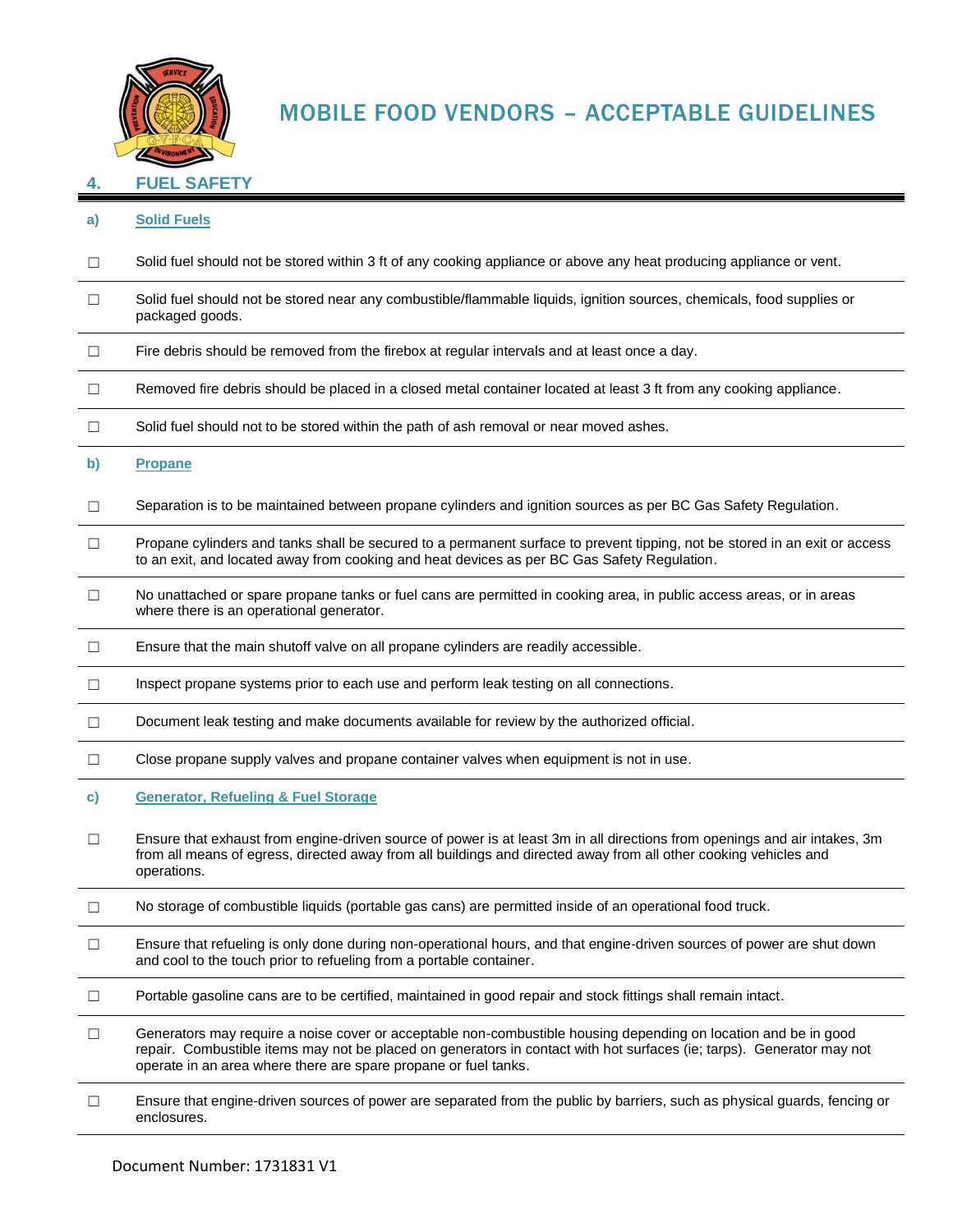# MOBILE FOOD VENDORS – ACCEPTABLE GUIDELINES

## 4. FUEL SAFETY

### a) Solid Fuels

- ☐ Solid fuel should not be stored within 3 ft of any cooking appliance or above any heat producing appliance or vent.
- ☐ Solid fuel should not be stored near any combustible/flammable liquids, ignition sources, chemicals, food supplies or packaged goods.
- ☐ Fire debris should be removed from the firebox at regular intervals and at least once a day.
- ☐ Removed fire debris should be placed in a closed metal container located at least 3 ft from any cooking appliance.
- ☐ Solid fuel should not to be stored within the path of ash removal or near moved ashes.

### b) Propane

- ☐ Separation is to be maintained between propane cylinders and ignition sources as per BC Gas Safety Regulation.
- ☐ Propane cylinders and tanks shall be secured to a permanent surface to prevent tipping, not be stored in an exit or access to an exit, and located away from cooking and heat devices as per BC Gas Safety Regulation.
- ☐ No unattached or spare propane tanks or fuel cans are permitted in cooking area, in public access areas, or in areas where there is an operational generator.
- ☐ Ensure that the main shutoff valve on all propane cylinders are readily accessible.
- ☐ Inspect propane systems prior to each use and perform leak testing on all connections.
- ☐ Document leak testing and make documents available for review by the authorized official.
- ☐ Close propane supply valves and propane container valves when equipment is not in use.

### c) Generator, Refueling & Fuel Storage

- ☐ Ensure that exhaust from engine-driven source of power is at least 3m in all directions from openings and air intakes, 3m from all means of egress, directed away from all buildings and directed away from all other cooking vehicles and operations.
- ☐ No storage of combustible liquids (portable gas cans) are permitted inside of an operational food truck.
- ☐ Ensure that refueling is only done during non-operational hours, and that engine-driven sources of power are shut down and cool to the touch prior to refueling from a portable container.
- ☐ Portable gasoline cans are to be certified, maintained in good repair and stock fittings shall remain intact.
- ☐ Generators may require a noise cover or acceptable non-combustible housing depending on location and be in good repair. Combustible items may not be placed on generators in contact with hot surfaces (ie; tarps). Generator may not operate in an area where there are spare propane or fuel tanks.
- ☐ Ensure that engine-driven sources of power are separated from the public by barriers, such as physical guards, fencing or enclosures.

Document Number: 1731831 V1